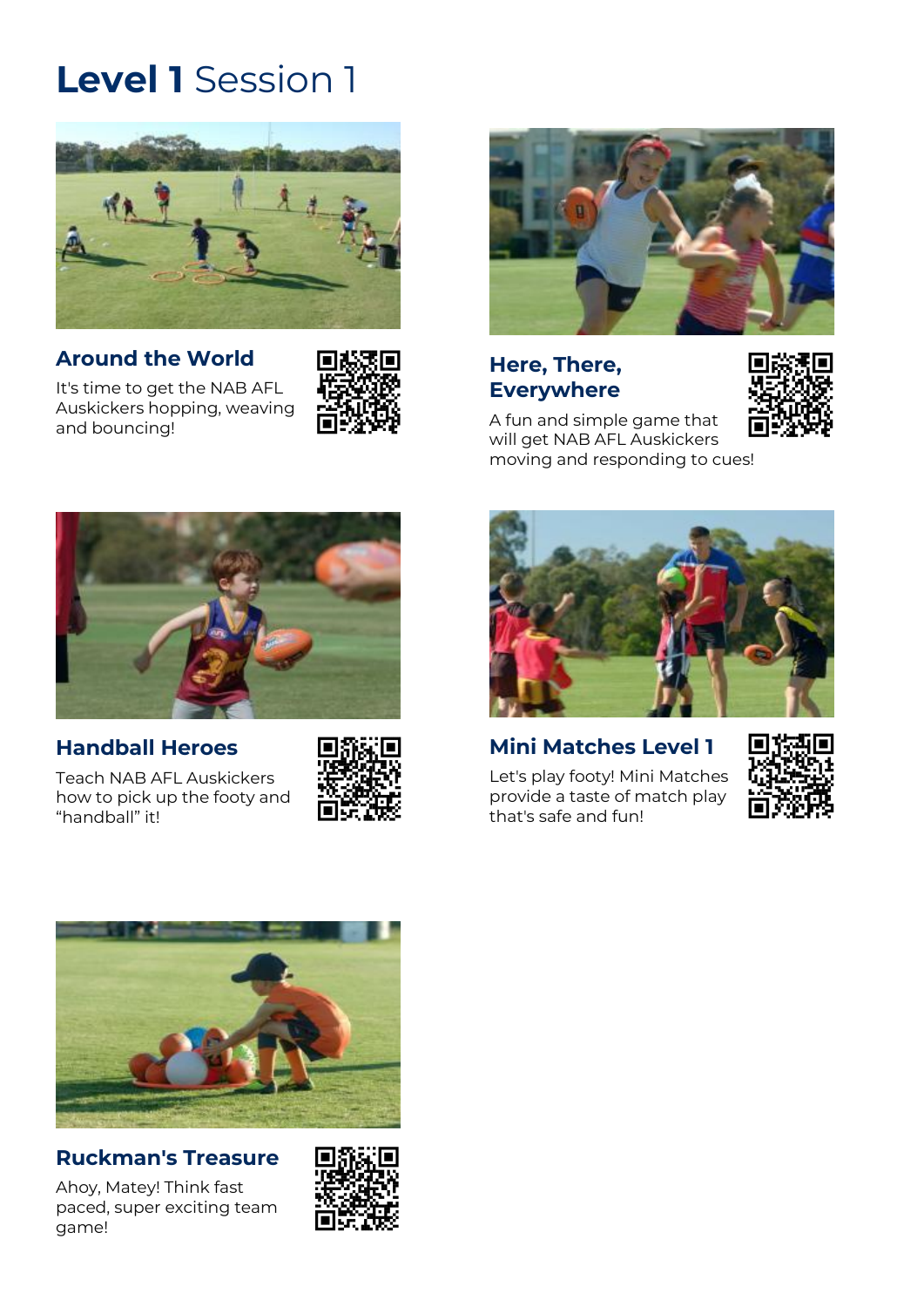# **Level 1** Session 1

### Around the World

It's time to get the NAB AFL Auskickers hopping, weaving and bouncing!

### Here, There, Everywhere

A fun and simple game that will get NAB AFL Auskickers moving and responding to cues!

### Handball Heroes

Teach NAB AFL Auskickers how to pick up the footy and “handball” it!

### Mini Matches Level 1

Let's play footy! Mini Matches provide a taste of match play that's safe and fun!

### Ruckman's Treasure

Ahoy, Matey! Think fast paced, super exciting team game!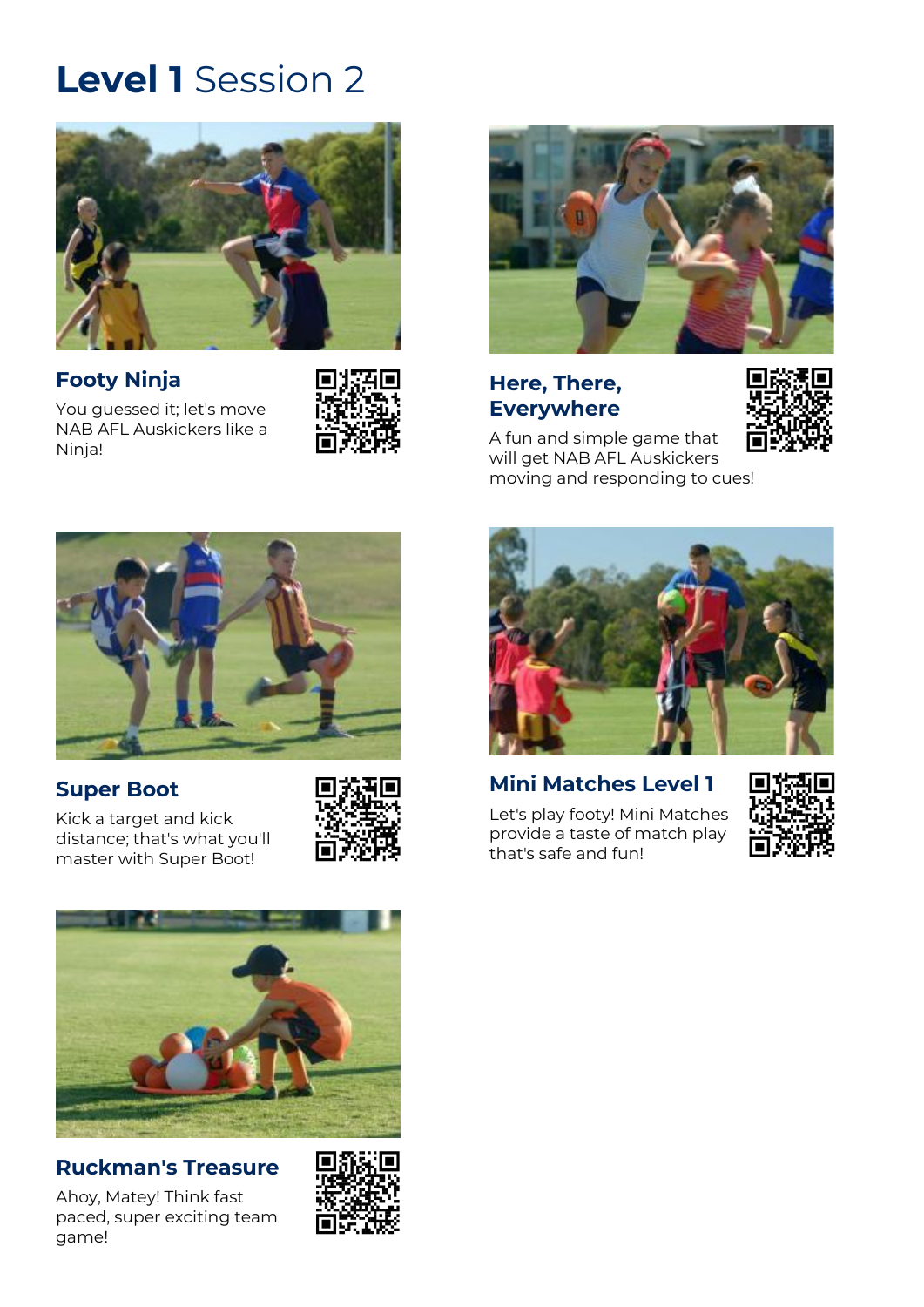# **Level 1** Session 2

### Footy Ninja

You guessed it; let's move NAB AFL Auskickers like a Ninja!

### Here, There, Everywhere

A fun and simple game that will get NAB AFL Auskickers moving and responding to cues!

### Super Boot

Kick a target and kick distance; that's what you'll master with Super Boot!

### Mini Matches Level 1

Let's play footy! Mini Matches provide a taste of match play that's safe and fun!

### Ruckman's Treasure

Ahoy, Matey! Think fast paced, super exciting team game!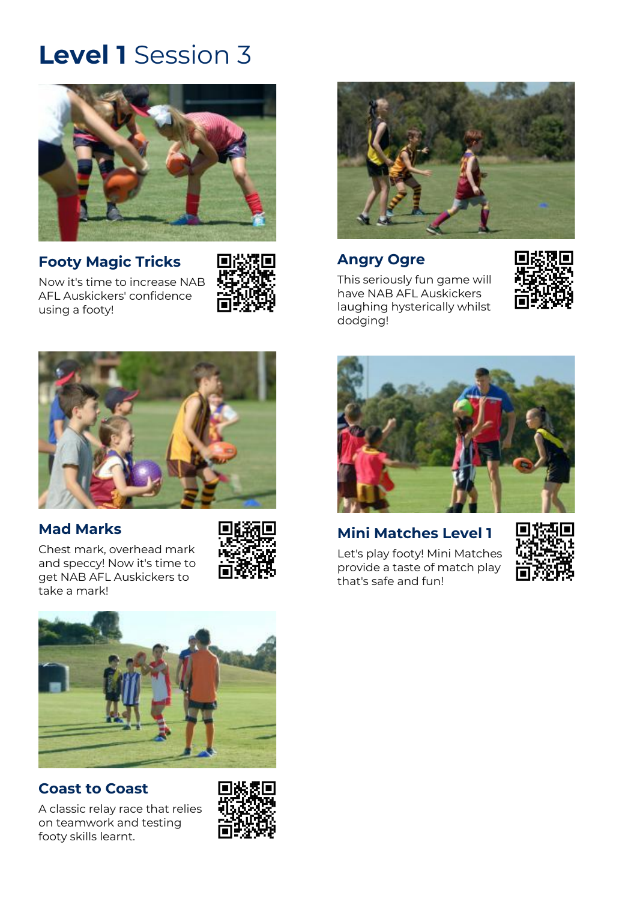# **Level 1** Session 3

### Footy Magic Tricks

Now it's time to increase NAB AFL Auskickers' confidence using a footy!

### Angry Ogre

This seriously fun game will have NAB AFL Auskickers laughing hysterically whilst dodging!

### Mad Marks

Chest mark, overhead mark and speccy! Now it's time to get NAB AFL Auskickers to take a mark!

### Mini Matches Level 1

Let's play footy! Mini Matches provide a taste of match play that's safe and fun!

### Coast to Coast

A classic relay race that relies on teamwork and testing footy skills learnt.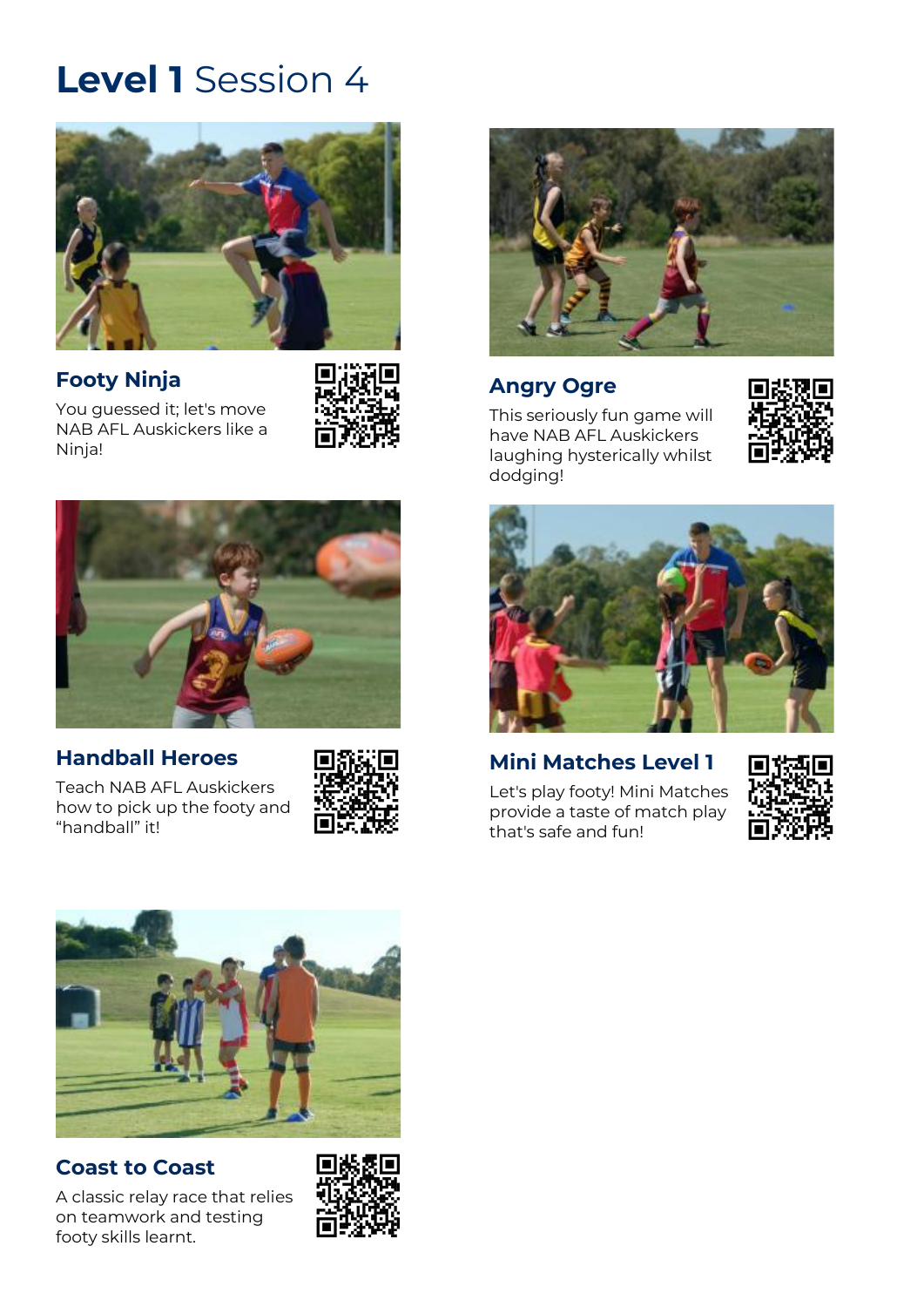# **Level 1** Session 4

### Footy Ninja

You guessed it; let's move NAB AFL Auskickers like a Ninja!

### Angry Ogre

This seriously fun game will have NAB AFL Auskickers laughing hysterically whilst dodging!

### Handball Heroes

Teach NAB AFL Auskickers how to pick up the footy and "handball" it!

### Mini Matches Level 1

Let's play footy! Mini Matches provide a taste of match play that's safe and fun!

### Coast to Coast

A classic relay race that relies on teamwork and testing footy skills learnt.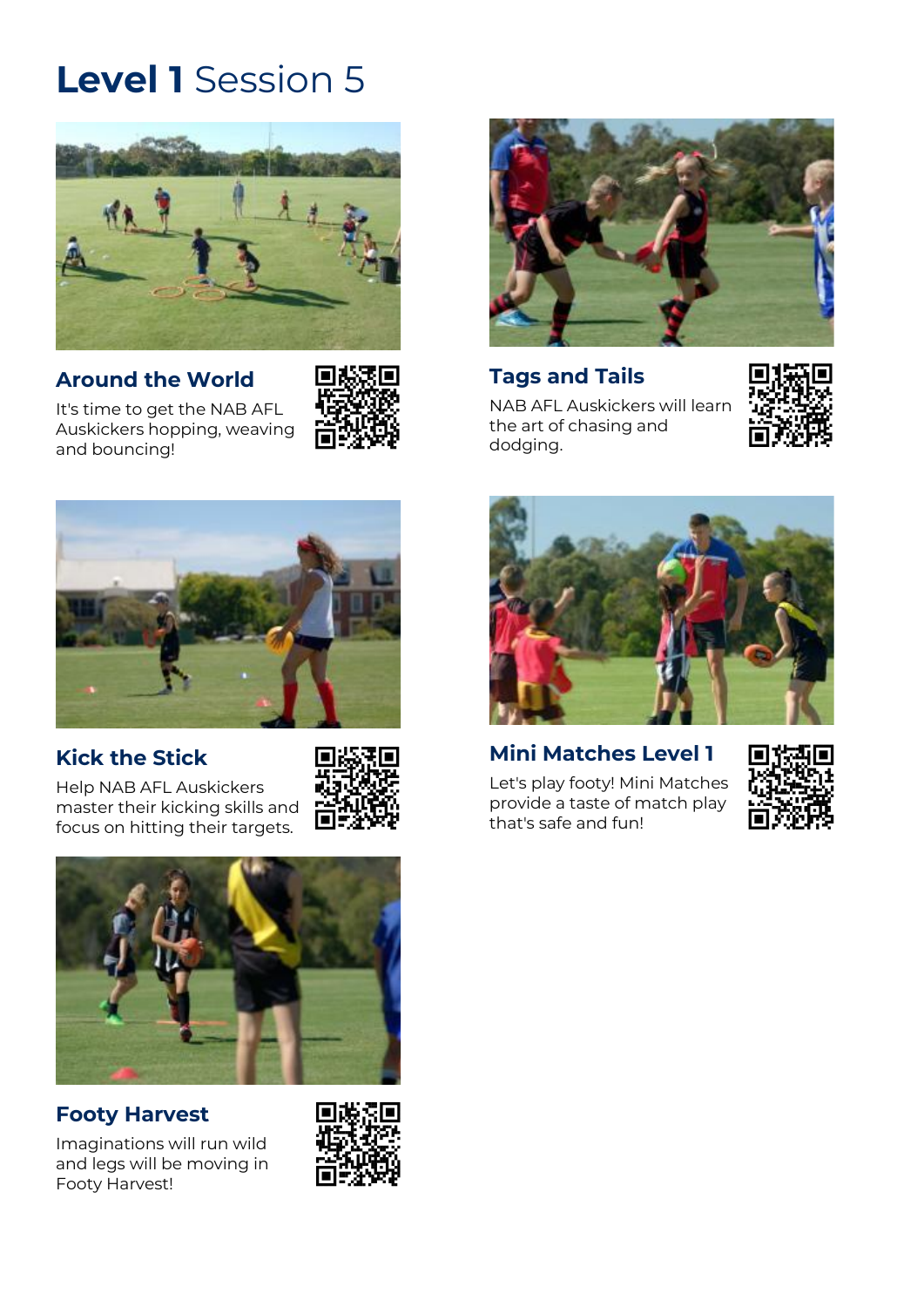# **Level 1** Session 5

## Around the World

It's time to get the NAB AFL Auskickers hopping, weaving and bouncing!

## Tags and Tails

NAB AFL Auskickers will learn the art of chasing and dodging.

## Kick the Stick

Help NAB AFL Auskickers master their kicking skills and focus on hitting their targets.

## Mini Matches Level 1

Let's play footy! Mini Matches provide a taste of match play that's safe and fun!

## Footy Harvest

Imaginations will run wild and legs will be moving in Footy Harvest!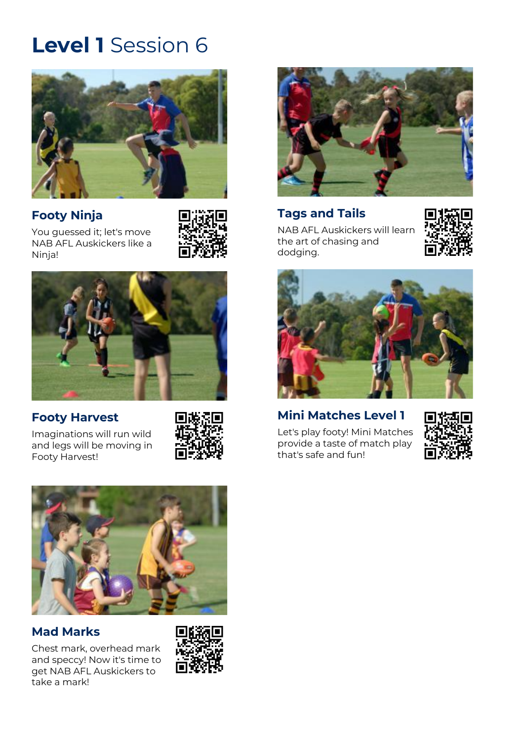# **Level 1** Session 6

### Footy Ninja

You guessed it; let's move NAB AFL Auskickers like a Ninja!

### Tags and Tails

NAB AFL Auskickers will learn the art of chasing and dodging.

### Footy Harvest

Imaginations will run wild and legs will be moving in Footy Harvest!

### Mini Matches Level 1

Let's play footy! Mini Matches provide a taste of match play that's safe and fun!

### Mad Marks

Chest mark, overhead mark and speccy! Now it's time to get NAB AFL Auskickers to take a mark!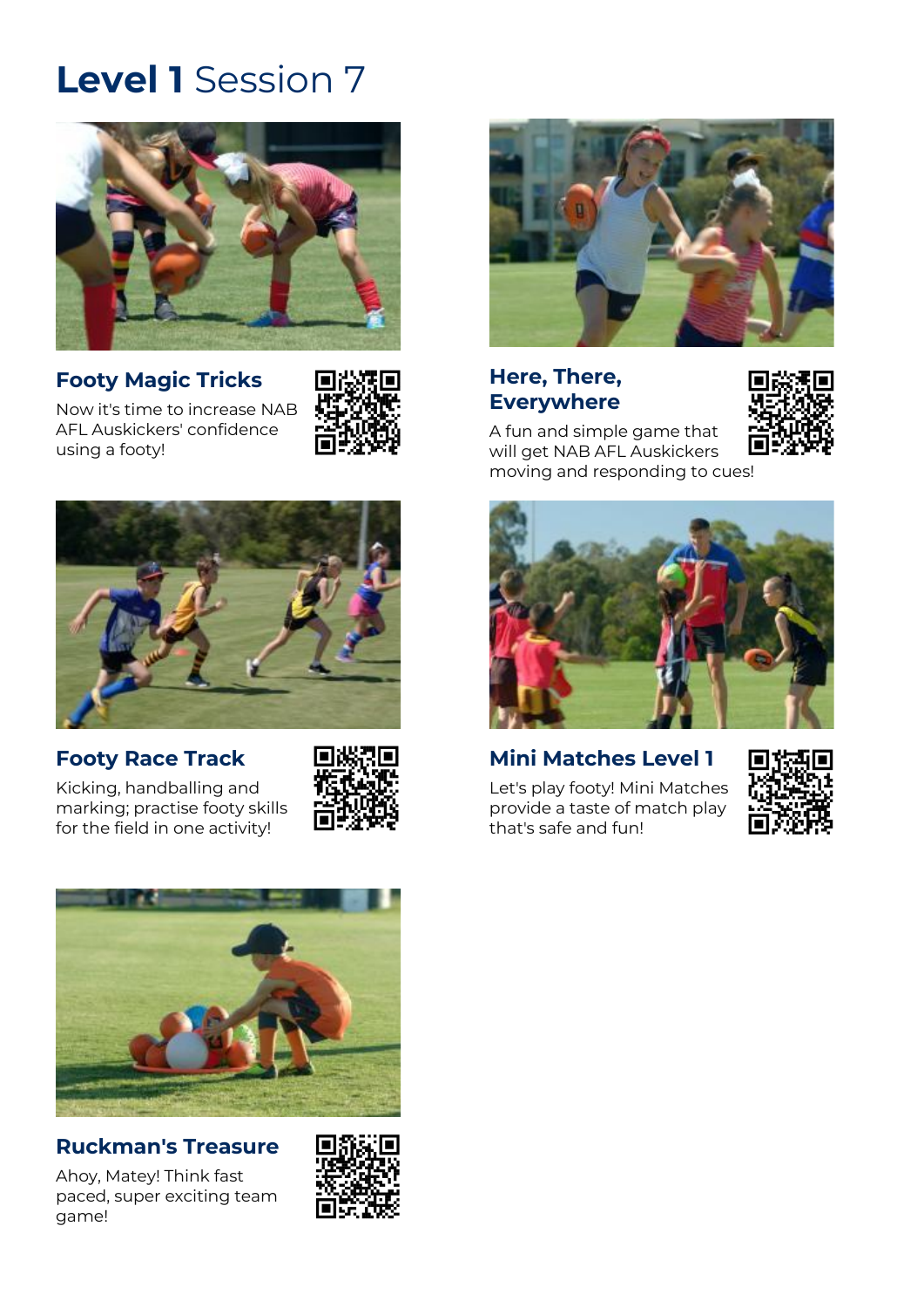# **Level 1** Session 7

### Footy Magic Tricks

Now it's time to increase NAB AFL Auskickers' confidence using a footy!

### Here, There, Everywhere

A fun and simple game that will get NAB AFL Auskickers moving and responding to cues!

### Footy Race Track

Kicking, handballing and marking; practise footy skills for the field in one activity!

### Mini Matches Level 1

Let's play footy! Mini Matches provide a taste of match play that's safe and fun!

### Ruckman's Treasure

Ahoy, Matey! Think fast paced, super exciting team game!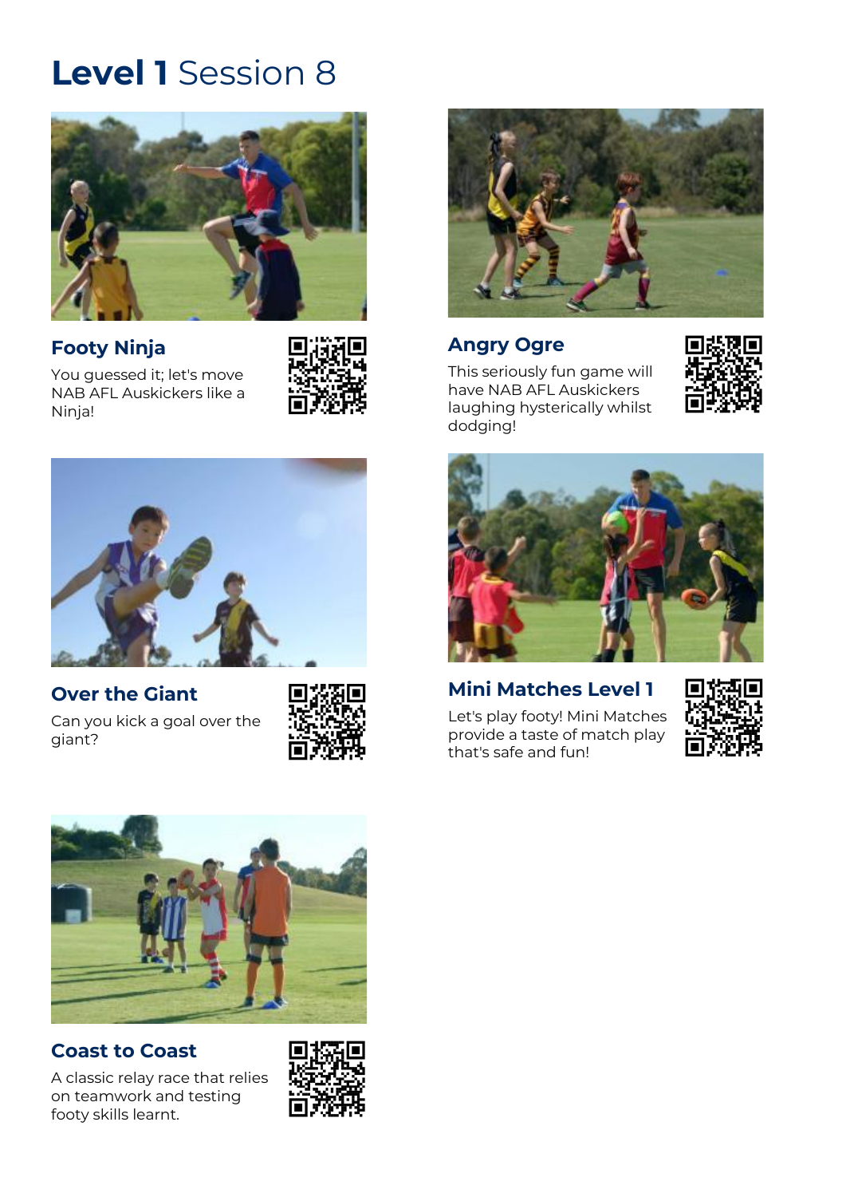# **Level 1** Session 8

## Footy Ninja

You guessed it; let's move NAB AFL Auskickers like a Ninja!

## Angry Ogre

This seriously fun game will have NAB AFL Auskickers laughing hysterically whilst dodging!

## Over the Giant

Can you kick a goal over the giant?

## Mini Matches Level 1

Let's play footy! Mini Matches provide a taste of match play that's safe and fun!

## Coast to Coast

A classic relay race that relies on teamwork and testing footy skills learnt.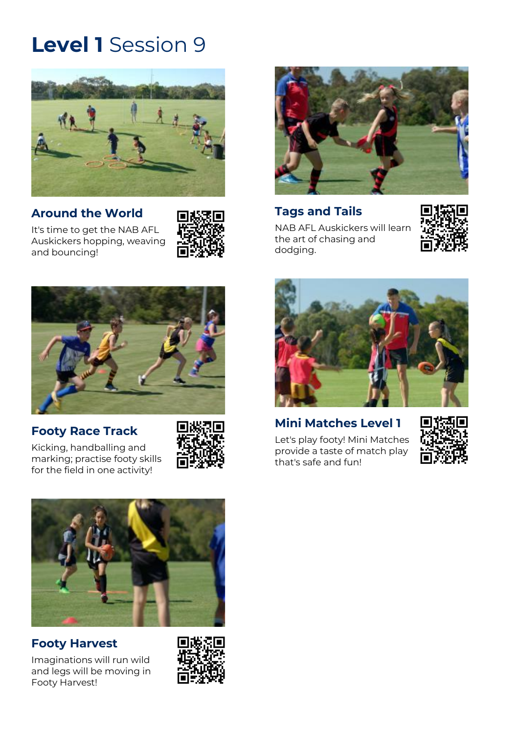# **Level 1** Session 9

## Around the World

It's time to get the NAB AFL Auskickers hopping, weaving and bouncing!

## Tags and Tails

NAB AFL Auskickers will learn the art of chasing and dodging.

## Footy Race Track

Kicking, handballing and marking; practise footy skills for the field in one activity!

## Mini Matches Level 1

Let's play footy! Mini Matches provide a taste of match play that's safe and fun!

## Footy Harvest

Imaginations will run wild and legs will be moving in Footy Harvest!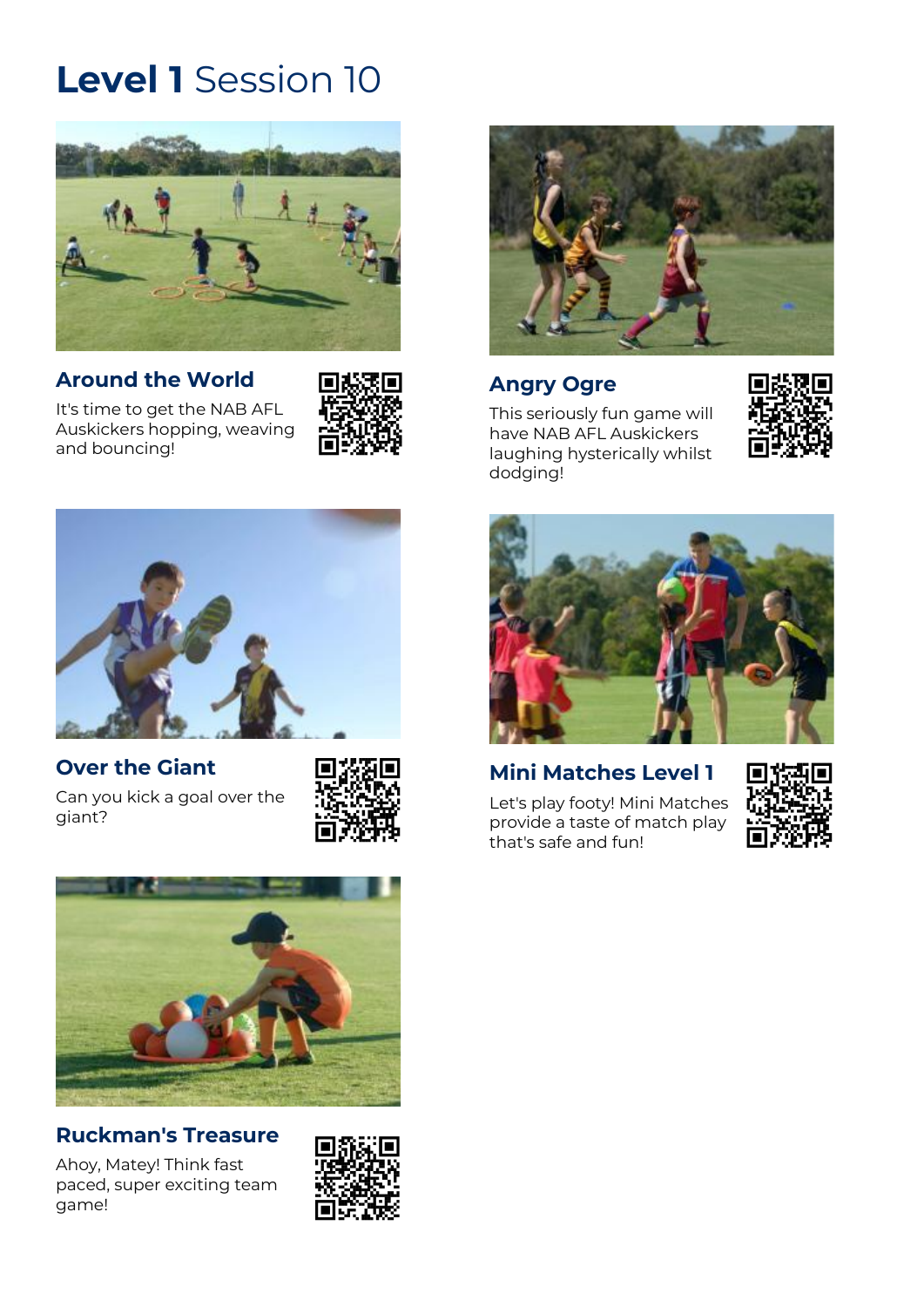# **Level 1** Session 10

## Around the World

It's time to get the NAB AFL Auskickers hopping, weaving and bouncing!

## Angry Ogre

This seriously fun game will have NAB AFL Auskickers laughing hysterically whilst dodging!

## Over the Giant

Can you kick a goal over the giant?

## Mini Matches Level 1

Let's play footy! Mini Matches provide a taste of match play that's safe and fun!

## Ruckman's Treasure

Ahoy, Matey! Think fast paced, super exciting team game!